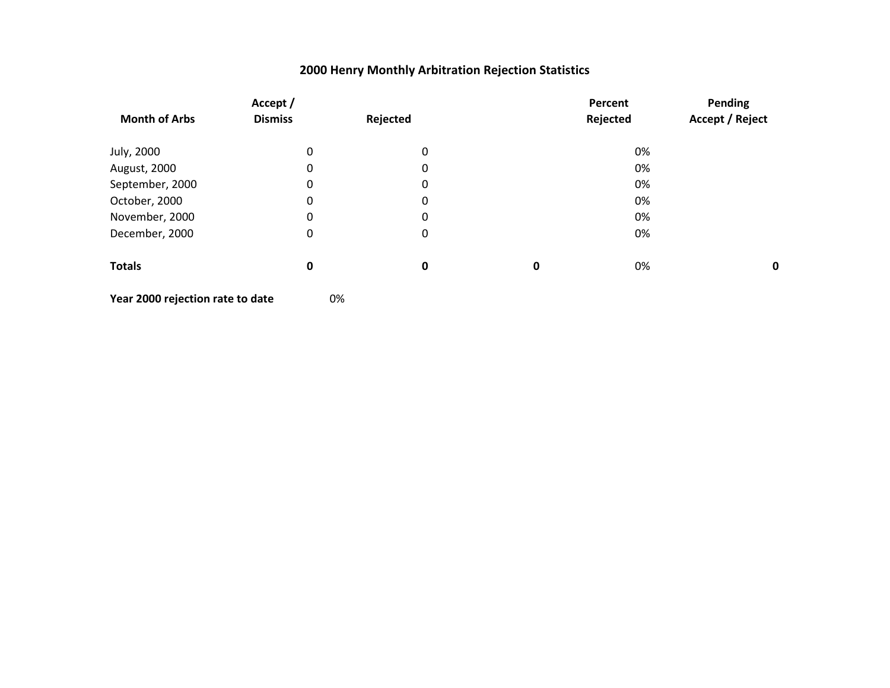# 2000 Henry Monthly Arbitration Rejection Statistics

| Month of Arbs | Accept / Dismiss | Rejected | | Percent Rejected | Pending Accept / Reject |
|---|---|---|---|---|---|
| July, 2000 | 0 | 0 | | 0% | |
| August, 2000 | 0 | 0 | | 0% | |
| September, 2000 | 0 | 0 | | 0% | |
| October, 2000 | 0 | 0 | | 0% | |
| November, 2000 | 0 | 0 | | 0% | |
| December, 2000 | 0 | 0 | | 0% | |
| **Totals** | **0** | **0** | **0** | 0% | **0** |

**Year 2000 rejection rate to date** 0%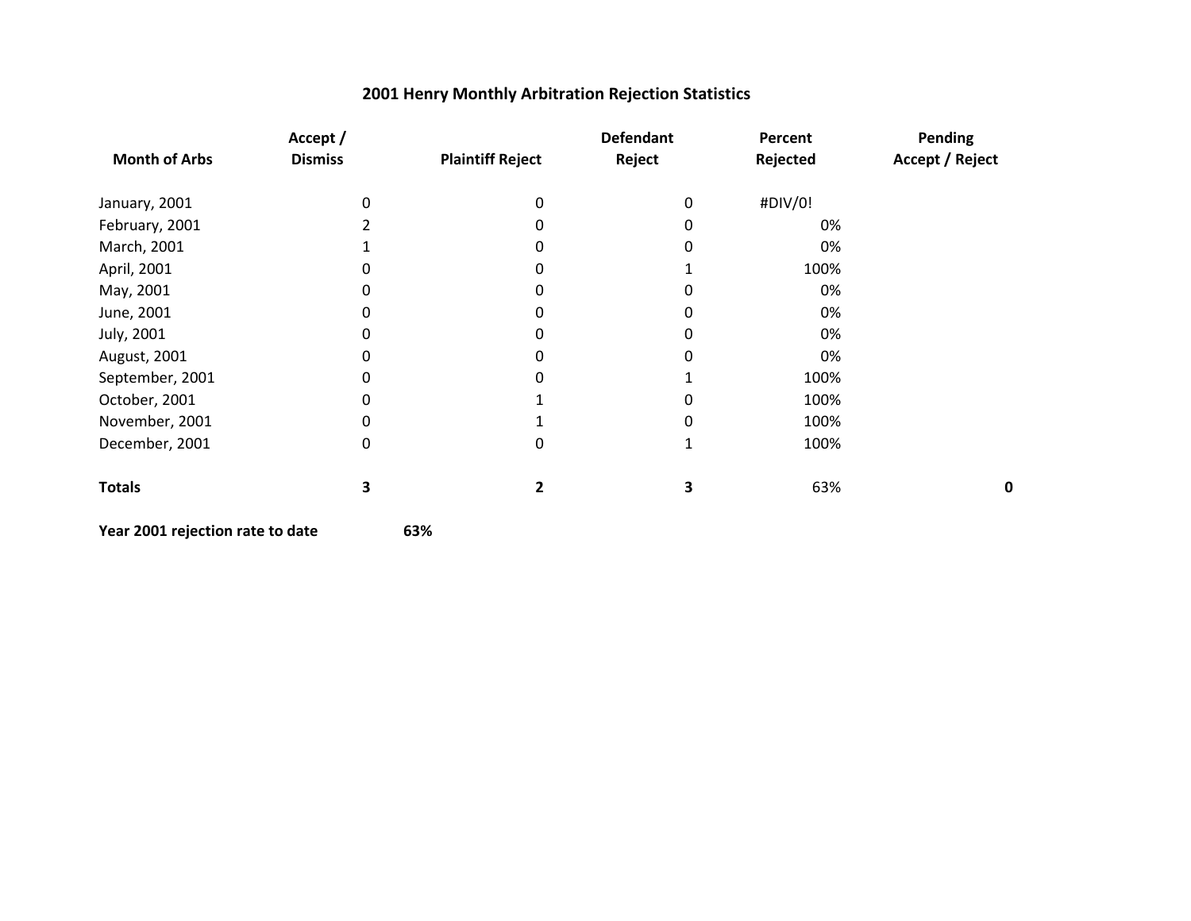# 2001 Henry Monthly Arbitration Rejection Statistics

| Month of Arbs | Accept / Dismiss | Plaintiff Reject | Defendant Reject | Percent Rejected | Pending Accept / Reject |
|---|---|---|---|---|---|
| January, 2001 | 0 | 0 | 0 | #DIV/0! | |
| February, 2001 | 2 | 0 | 0 | 0% | |
| March, 2001 | 1 | 0 | 0 | 0% | |
| April, 2001 | 0 | 0 | 1 | 100% | |
| May, 2001 | 0 | 0 | 0 | 0% | |
| June, 2001 | 0 | 0 | 0 | 0% | |
| July, 2001 | 0 | 0 | 0 | 0% | |
| August, 2001 | 0 | 0 | 0 | 0% | |
| September, 2001 | 0 | 0 | 1 | 100% | |
| October, 2001 | 0 | 1 | 0 | 100% | |
| November, 2001 | 0 | 1 | 0 | 100% | |
| December, 2001 | 0 | 0 | 1 | 100% | |
| **Totals** | **3** | **2** | **3** | 63% | **0** |

**Year 2001 rejection rate to date** **63%**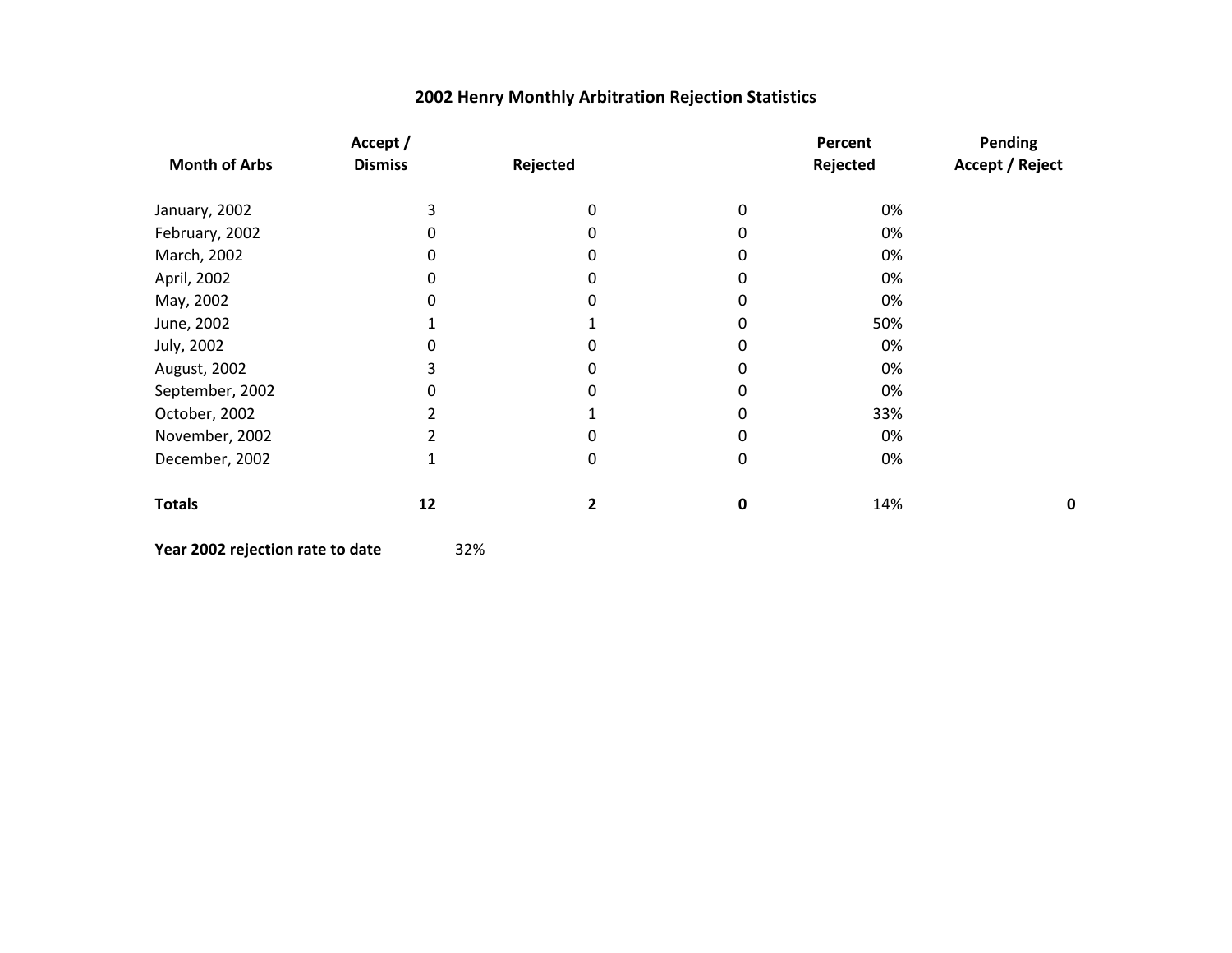# 2002 Henry Monthly Arbitration Rejection Statistics

| Month of Arbs | Accept / Dismiss | Rejected | | Percent Rejected | Pending Accept / Reject |
|---|---|---|---|---|---|
| January, 2002 | 3 | 0 | 0 | 0% | |
| February, 2002 | 0 | 0 | 0 | 0% | |
| March, 2002 | 0 | 0 | 0 | 0% | |
| April, 2002 | 0 | 0 | 0 | 0% | |
| May, 2002 | 0 | 0 | 0 | 0% | |
| June, 2002 | 1 | 1 | 0 | 50% | |
| July, 2002 | 0 | 0 | 0 | 0% | |
| August, 2002 | 3 | 0 | 0 | 0% | |
| September, 2002 | 0 | 0 | 0 | 0% | |
| October, 2002 | 2 | 1 | 0 | 33% | |
| November, 2002 | 2 | 0 | 0 | 0% | |
| December, 2002 | 1 | 0 | 0 | 0% | |
| **Totals** | **12** | **2** | **0** | 14% | **0** |

**Year 2002 rejection rate to date** 32%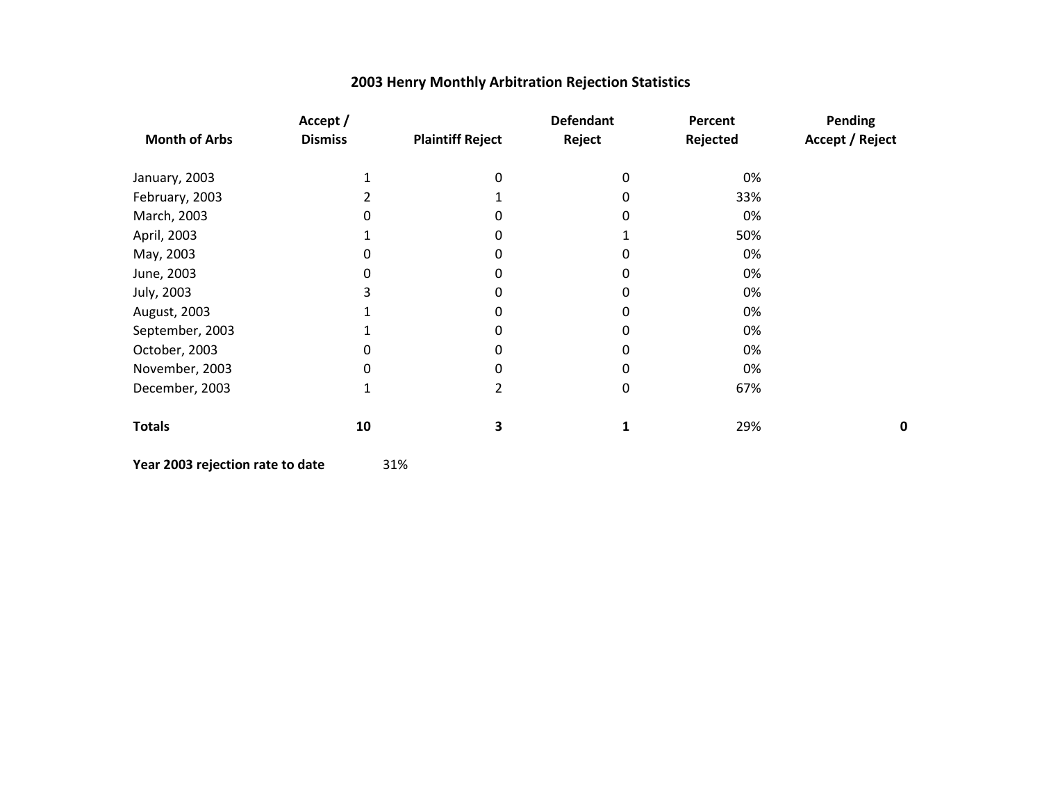## 2003 Henry Monthly Arbitration Rejection Statistics

| Month of Arbs | Accept / Dismiss | Plaintiff Reject | Defendant Reject | Percent Rejected | Pending Accept / Reject |
|---|---|---|---|---|---|
| January, 2003 | 1 | 0 | 0 | 0% | |
| February, 2003 | 2 | 1 | 0 | 33% | |
| March, 2003 | 0 | 0 | 0 | 0% | |
| April, 2003 | 1 | 0 | 1 | 50% | |
| May, 2003 | 0 | 0 | 0 | 0% | |
| June, 2003 | 0 | 0 | 0 | 0% | |
| July, 2003 | 3 | 0 | 0 | 0% | |
| August, 2003 | 1 | 0 | 0 | 0% | |
| September, 2003 | 1 | 0 | 0 | 0% | |
| October, 2003 | 0 | 0 | 0 | 0% | |
| November, 2003 | 0 | 0 | 0 | 0% | |
| December, 2003 | 1 | 2 | 0 | 67% | |
| **Totals** | **10** | **3** | **1** | 29% | **0** |

**Year 2003 rejection rate to date** 31%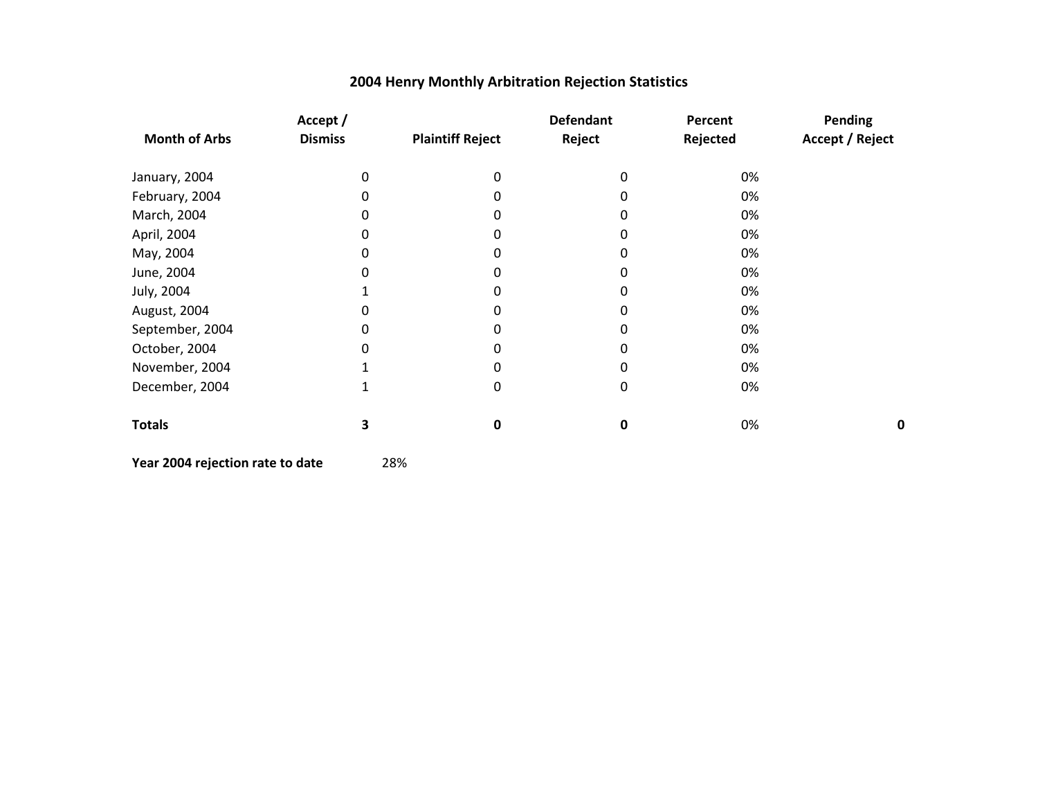## 2004 Henry Monthly Arbitration Rejection Statistics

| Month of Arbs | Accept / Dismiss | Plaintiff Reject | Defendant Reject | Percent Rejected | Pending Accept / Reject |
|---|---|---|---|---|---|
| January, 2004 | 0 | 0 | 0 | 0% | |
| February, 2004 | 0 | 0 | 0 | 0% | |
| March, 2004 | 0 | 0 | 0 | 0% | |
| April, 2004 | 0 | 0 | 0 | 0% | |
| May, 2004 | 0 | 0 | 0 | 0% | |
| June, 2004 | 0 | 0 | 0 | 0% | |
| July, 2004 | 1 | 0 | 0 | 0% | |
| August, 2004 | 0 | 0 | 0 | 0% | |
| September, 2004 | 0 | 0 | 0 | 0% | |
| October, 2004 | 0 | 0 | 0 | 0% | |
| November, 2004 | 1 | 0 | 0 | 0% | |
| December, 2004 | 1 | 0 | 0 | 0% | |
| **Totals** | **3** | **0** | **0** | 0% | **0** |

**Year 2004 rejection rate to date** 28%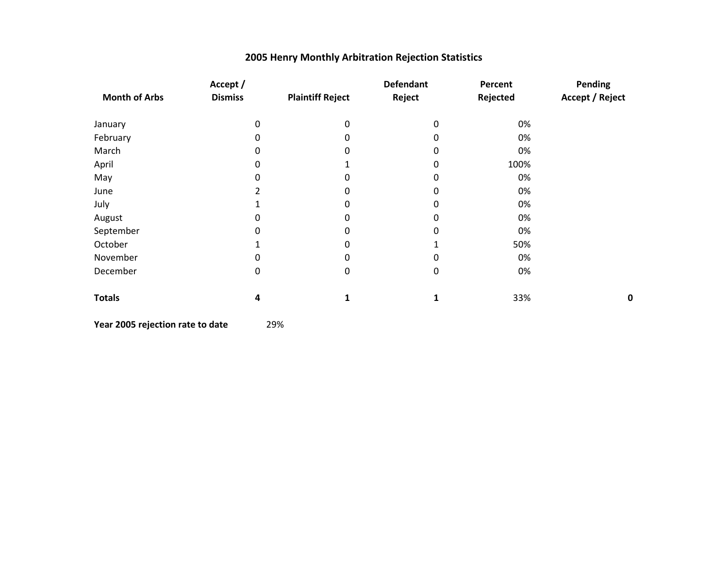# 2005 Henry Monthly Arbitration Rejection Statistics

| Month of Arbs | Accept / Dismiss | Plaintiff Reject | Defendant Reject | Percent Rejected | Pending Accept / Reject |
|---|---|---|---|---|---|
| January | 0 | 0 | 0 | 0% | |
| February | 0 | 0 | 0 | 0% | |
| March | 0 | 0 | 0 | 0% | |
| April | 0 | 1 | 0 | 100% | |
| May | 0 | 0 | 0 | 0% | |
| June | 2 | 0 | 0 | 0% | |
| July | 1 | 0 | 0 | 0% | |
| August | 0 | 0 | 0 | 0% | |
| September | 0 | 0 | 0 | 0% | |
| October | 1 | 0 | 1 | 50% | |
| November | 0 | 0 | 0 | 0% | |
| December | 0 | 0 | 0 | 0% | |
| **Totals** | **4** | **1** | **1** | 33% | **0** |

**Year 2005 rejection rate to date** 29%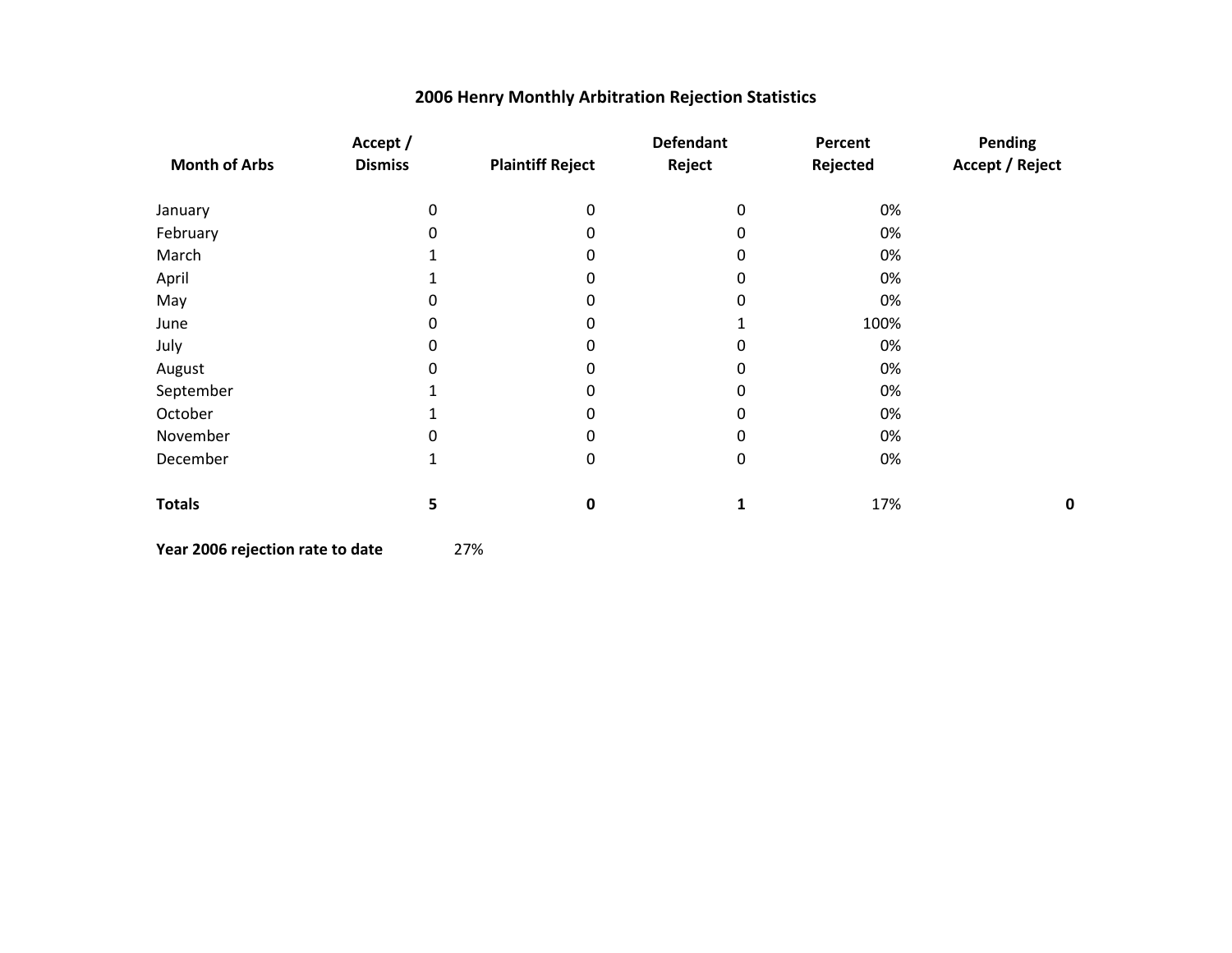## 2006 Henry Monthly Arbitration Rejection Statistics

| Month of Arbs | Accept / Dismiss | Plaintiff Reject | Defendant Reject | Percent Rejected | Pending Accept / Reject |
|---|---|---|---|---|---|
| January | 0 | 0 | 0 | 0% | |
| February | 0 | 0 | 0 | 0% | |
| March | 1 | 0 | 0 | 0% | |
| April | 1 | 0 | 0 | 0% | |
| May | 0 | 0 | 0 | 0% | |
| June | 0 | 0 | 1 | 100% | |
| July | 0 | 0 | 0 | 0% | |
| August | 0 | 0 | 0 | 0% | |
| September | 1 | 0 | 0 | 0% | |
| October | 1 | 0 | 0 | 0% | |
| November | 0 | 0 | 0 | 0% | |
| December | 1 | 0 | 0 | 0% | |
| **Totals** | **5** | **0** | **1** | 17% | **0** |

**Year 2006 rejection rate to date** 27%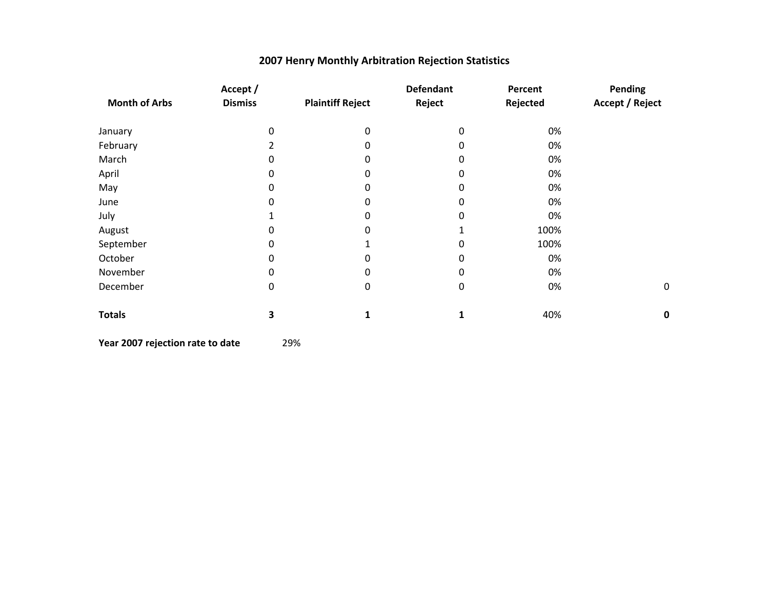# 2007 Henry Monthly Arbitration Rejection Statistics

| Month of Arbs | Accept / Dismiss | Plaintiff Reject | Defendant Reject | Percent Rejected | Pending Accept / Reject |
|---|---|---|---|---|---|
| January | 0 | 0 | 0 | 0% | |
| February | 2 | 0 | 0 | 0% | |
| March | 0 | 0 | 0 | 0% | |
| April | 0 | 0 | 0 | 0% | |
| May | 0 | 0 | 0 | 0% | |
| June | 0 | 0 | 0 | 0% | |
| July | 1 | 0 | 0 | 0% | |
| August | 0 | 0 | 1 | 100% | |
| September | 0 | 1 | 0 | 100% | |
| October | 0 | 0 | 0 | 0% | |
| November | 0 | 0 | 0 | 0% | |
| December | 0 | 0 | 0 | 0% | 0 |
| **Totals** | **3** | **1** | **1** | 40% | **0** |

**Year 2007 rejection rate to date** 29%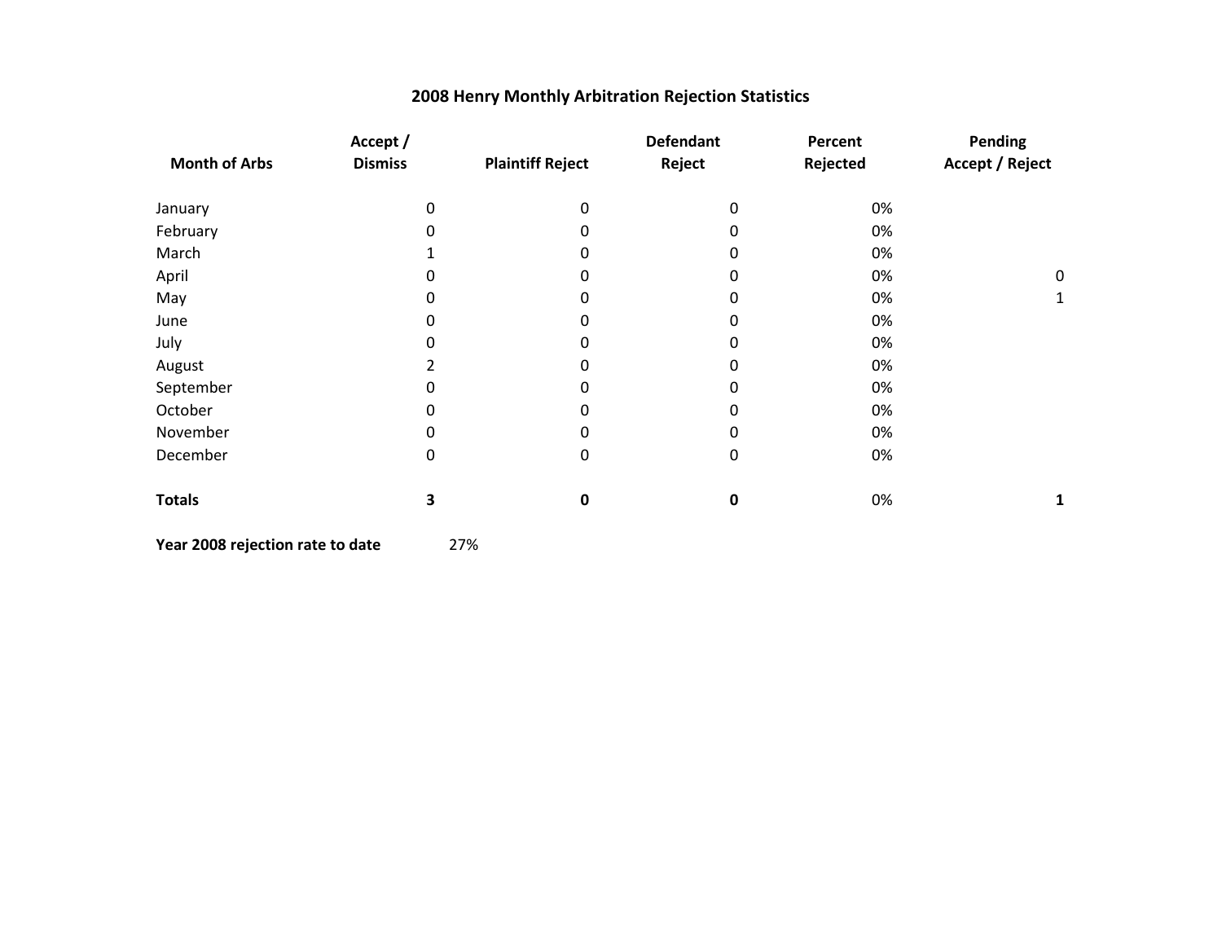# 2008 Henry Monthly Arbitration Rejection Statistics

| Month of Arbs | Accept / Dismiss | Plaintiff Reject | Defendant Reject | Percent Rejected | Pending Accept / Reject |
|---|---|---|---|---|---|
| January | 0 | 0 | 0 | 0% | |
| February | 0 | 0 | 0 | 0% | |
| March | 1 | 0 | 0 | 0% | |
| April | 0 | 0 | 0 | 0% | 0 |
| May | 0 | 0 | 0 | 0% | 1 |
| June | 0 | 0 | 0 | 0% | |
| July | 0 | 0 | 0 | 0% | |
| August | 2 | 0 | 0 | 0% | |
| September | 0 | 0 | 0 | 0% | |
| October | 0 | 0 | 0 | 0% | |
| November | 0 | 0 | 0 | 0% | |
| December | 0 | 0 | 0 | 0% | |
| **Totals** | **3** | **0** | **0** | 0% | **1** |

**Year 2008 rejection rate to date** 27%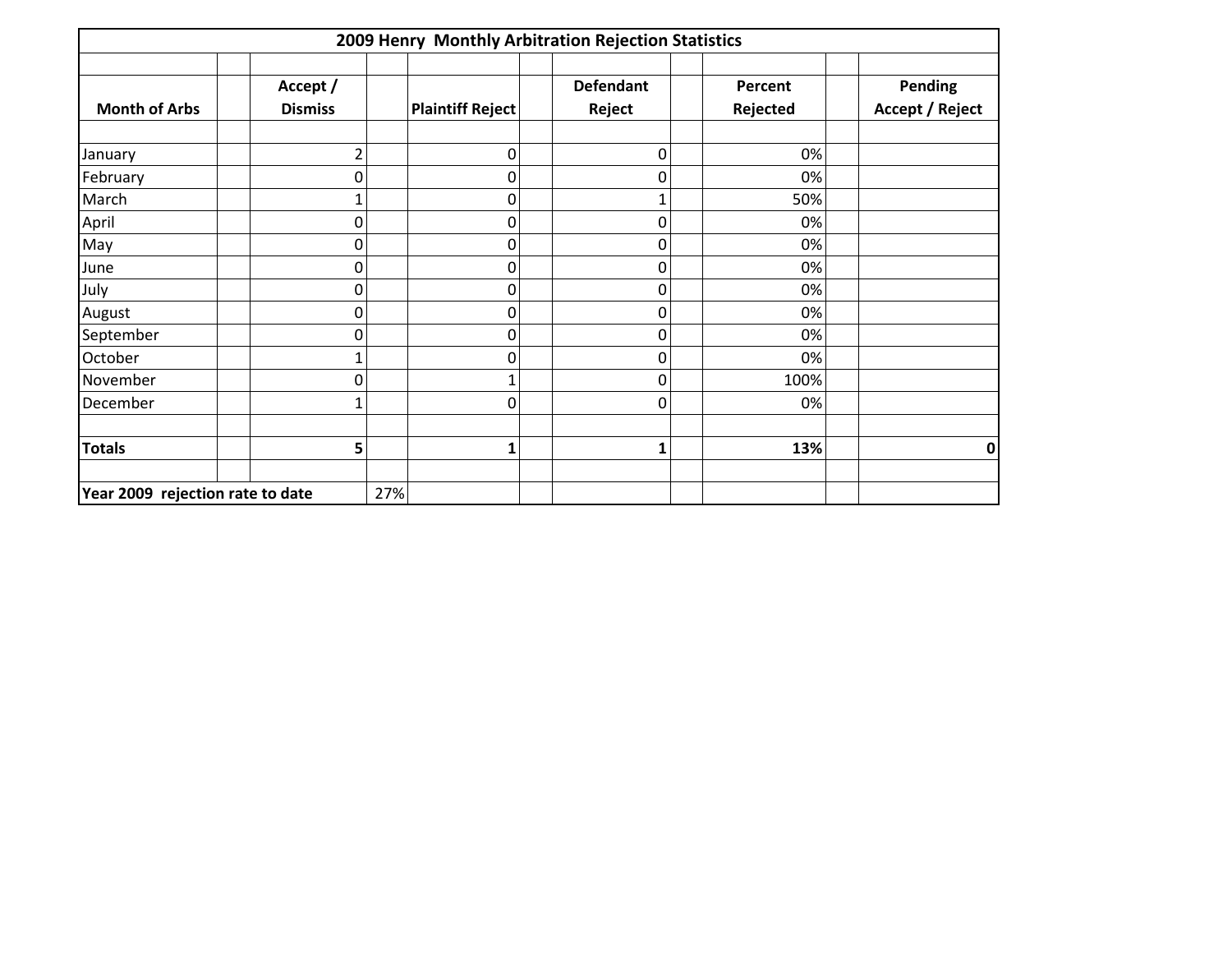| 2009 Henry Monthly Arbitration Rejection Statistics | | | | |
|---|---|---|---|---|
| **Month of Arbs** | **Accept / Dismiss** | **Plaintiff Reject** | **Defendant Reject** | **Percent Rejected** | **Pending Accept / Reject** |
| January | 2 | 0 | 0 | 0% | |
| February | 0 | 0 | 0 | 0% | |
| March | 1 | 0 | 1 | 50% | |
| April | 0 | 0 | 0 | 0% | |
| May | 0 | 0 | 0 | 0% | |
| June | 0 | 0 | 0 | 0% | |
| July | 0 | 0 | 0 | 0% | |
| August | 0 | 0 | 0 | 0% | |
| September | 0 | 0 | 0 | 0% | |
| October | 1 | 0 | 0 | 0% | |
| November | 0 | 1 | 0 | 100% | |
| December | 1 | 0 | 0 | 0% | |
| **Totals** | **5** | **1** | **1** | **13%** | **0** |

**Year 2009 rejection rate to date** 27%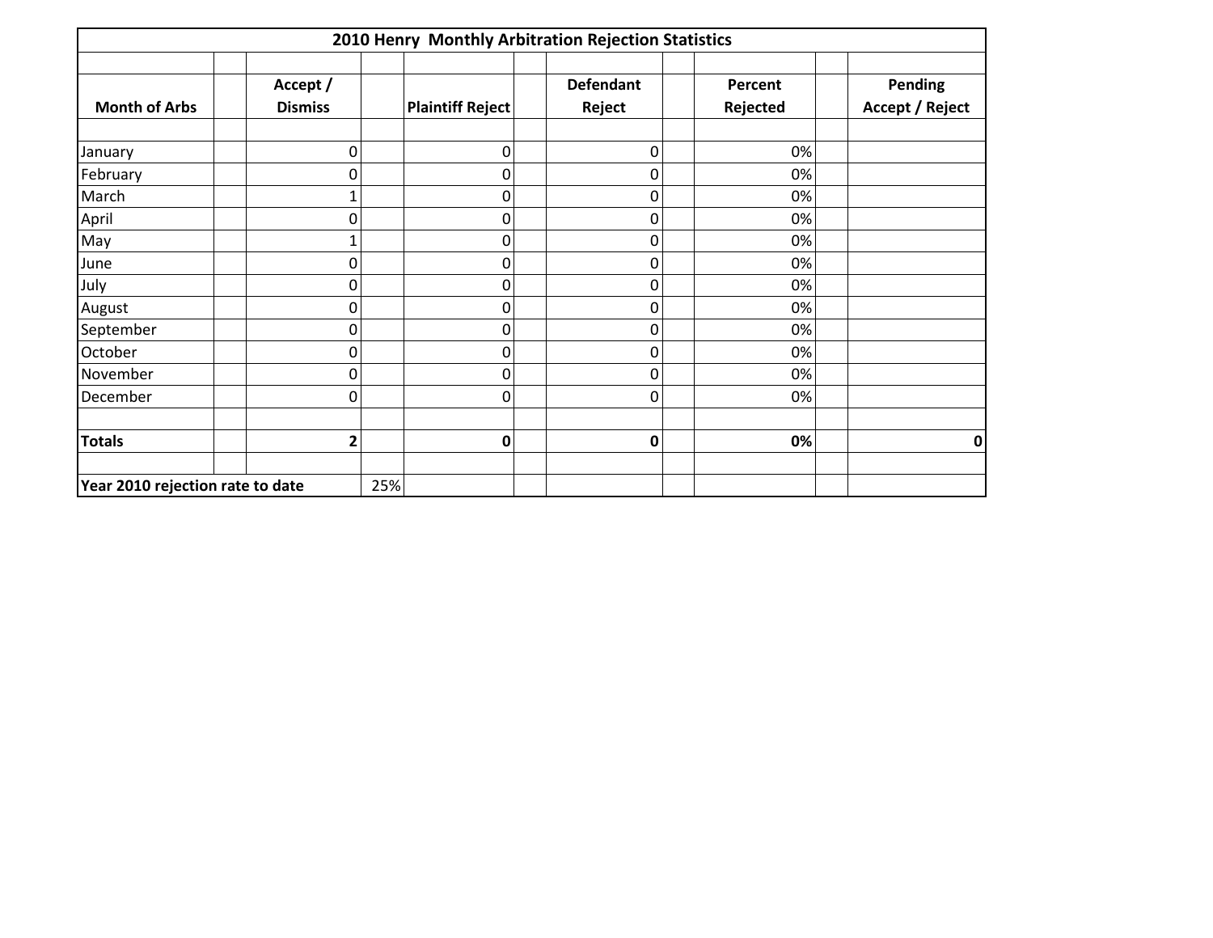## 2010 Henry Monthly Arbitration Rejection Statistics

| Month of Arbs | Accept / Dismiss | Plaintiff Reject | Defendant Reject | Percent Rejected | Pending Accept / Reject |
|---|---|---|---|---|---|
| January | 0 | 0 | 0 | 0% | |
| February | 0 | 0 | 0 | 0% | |
| March | 1 | 0 | 0 | 0% | |
| April | 0 | 0 | 0 | 0% | |
| May | 1 | 0 | 0 | 0% | |
| June | 0 | 0 | 0 | 0% | |
| July | 0 | 0 | 0 | 0% | |
| August | 0 | 0 | 0 | 0% | |
| September | 0 | 0 | 0 | 0% | |
| October | 0 | 0 | 0 | 0% | |
| November | 0 | 0 | 0 | 0% | |
| December | 0 | 0 | 0 | 0% | |
| **Totals** | **2** | **0** | **0** | **0%** | **0** |
| **Year 2010 rejection rate to date** | 25% | | | | |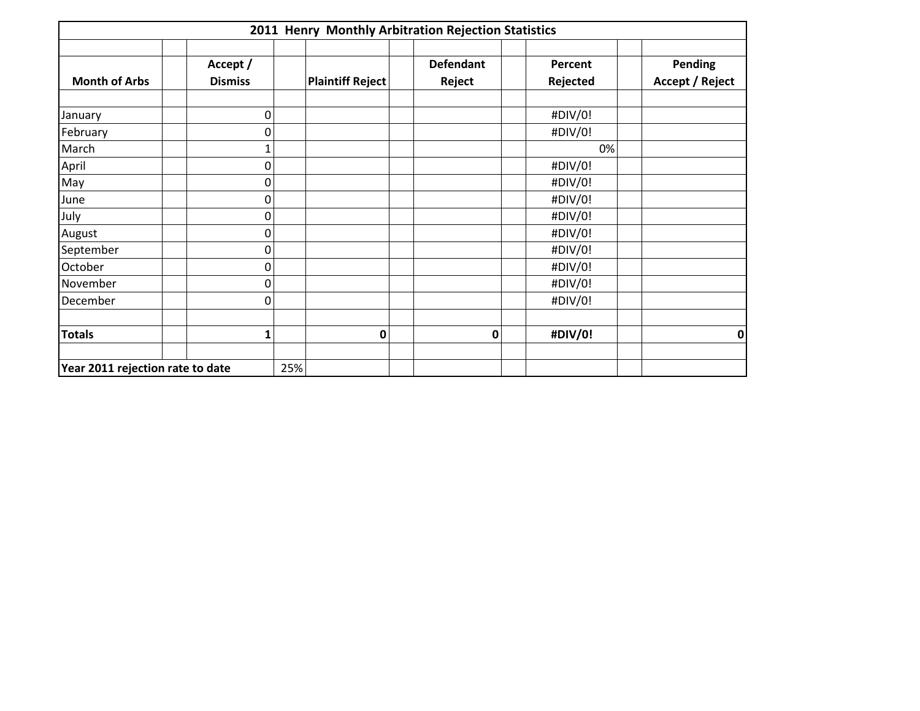| 2011 Henry Monthly Arbitration Rejection Statistics | | | | | |
|---|---|---|---|---|---|
| **Month of Arbs** | **Accept / Dismiss** | **Plaintiff Reject** | **Defendant Reject** | **Percent Rejected** | **Pending Accept / Reject** |
| January | 0 | | | #DIV/0! | |
| February | 0 | | | #DIV/0! | |
| March | 1 | | | 0% | |
| April | 0 | | | #DIV/0! | |
| May | 0 | | | #DIV/0! | |
| June | 0 | | | #DIV/0! | |
| July | 0 | | | #DIV/0! | |
| August | 0 | | | #DIV/0! | |
| September | 0 | | | #DIV/0! | |
| October | 0 | | | #DIV/0! | |
| November | 0 | | | #DIV/0! | |
| December | 0 | | | #DIV/0! | |
| **Totals** | **1** | **0** | **0** | **#DIV/0!** | **0** |
| **Year 2011 rejection rate to date** | 25% | | | | |